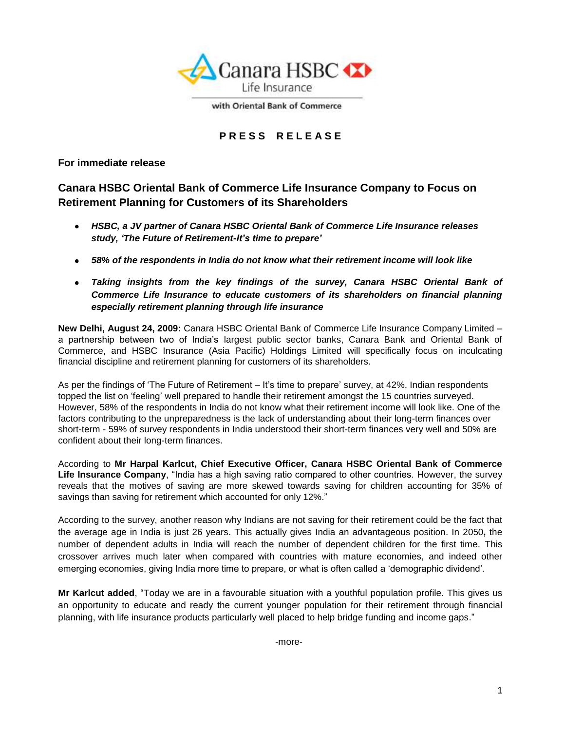Canara HSBC Life Insurance

with Oriental Bank of Commerce

**PRESS RELEASE**

**For immediate release**

## Canara HSBC Oriental Bank of Commerce Life Insurance Company to Focus on Retirement Planning for Customers of its Shareholders

- ***HSBC, a JV partner of Canara HSBC Oriental Bank of Commerce Life Insurance releases study, 'The Future of Retirement-It's time to prepare'***
- ***58% of the respondents in India do not know what their retirement income will look like***
- ***Taking insights from the key findings of the survey, Canara HSBC Oriental Bank of Commerce Life Insurance to educate customers of its shareholders on financial planning especially retirement planning through life insurance***

**New Delhi, August 24, 2009:** Canara HSBC Oriental Bank of Commerce Life Insurance Company Limited – a partnership between two of India's largest public sector banks, Canara Bank and Oriental Bank of Commerce, and HSBC Insurance (Asia Pacific) Holdings Limited will specifically focus on inculcating financial discipline and retirement planning for customers of its shareholders.

As per the findings of 'The Future of Retirement – It's time to prepare' survey, at 42%, Indian respondents topped the list on 'feeling' well prepared to handle their retirement amongst the 15 countries surveyed. However, 58% of the respondents in India do not know what their retirement income will look like. One of the factors contributing to the unpreparedness is the lack of understanding about their long-term finances over short-term - 59% of survey respondents in India understood their short-term finances very well and 50% are confident about their long-term finances.

According to **Mr Harpal Karlcut, Chief Executive Officer, Canara HSBC Oriental Bank of Commerce Life Insurance Company**, "India has a high saving ratio compared to other countries. However, the survey reveals that the motives of saving are more skewed towards saving for children accounting for 35% of savings than saving for retirement which accounted for only 12%."

According to the survey, another reason why Indians are not saving for their retirement could be the fact that the average age in India is just 26 years. This actually gives India an advantageous position. In 2050**,** the number of dependent adults in India will reach the number of dependent children for the first time. This crossover arrives much later when compared with countries with mature economies, and indeed other emerging economies, giving India more time to prepare, or what is often called a 'demographic dividend'.

**Mr Karlcut added**, "Today we are in a favourable situation with a youthful population profile. This gives us an opportunity to educate and ready the current younger population for their retirement through financial planning, with life insurance products particularly well placed to help bridge funding and income gaps."

-more-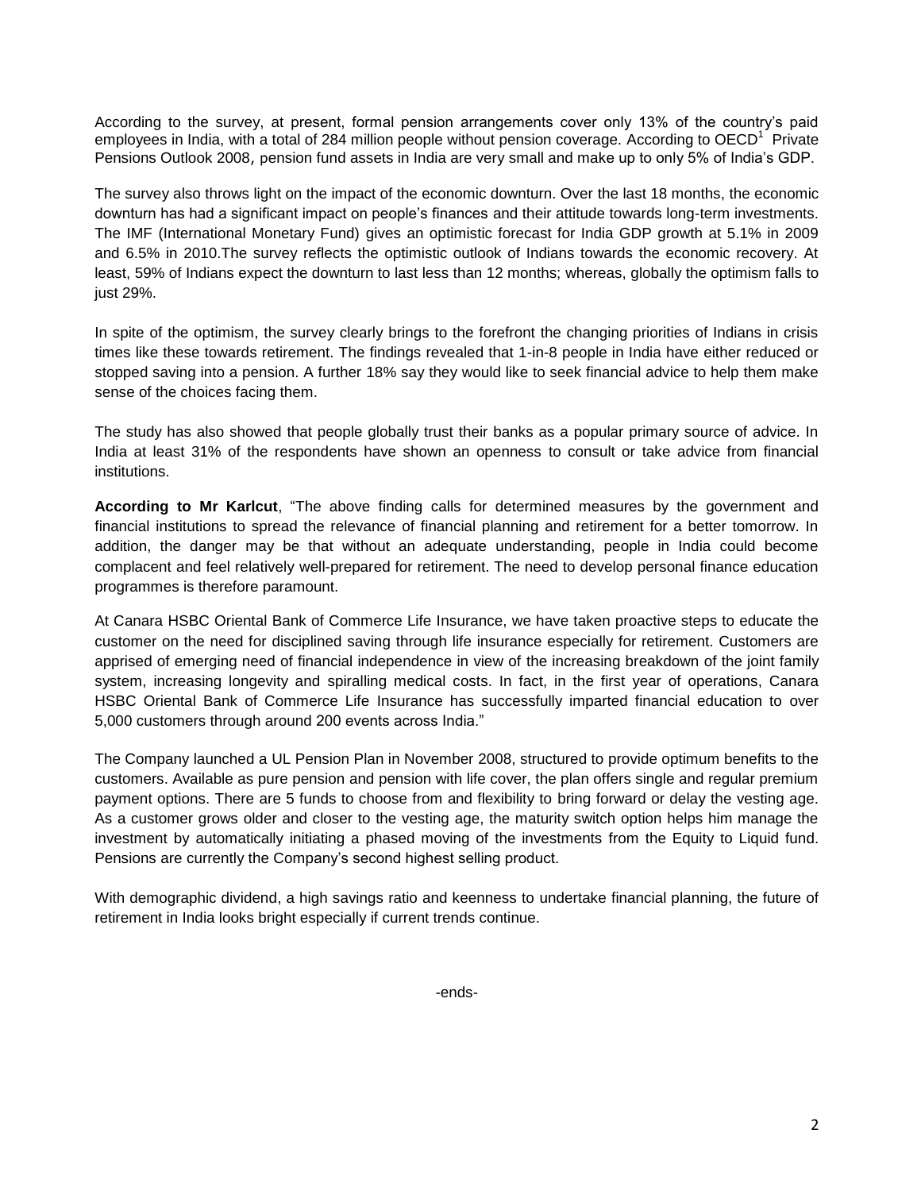According to the survey, at present, formal pension arrangements cover only 13% of the country's paid employees in India, with a total of 284 million people without pension coverage. According to OECD[1] Private Pensions Outlook 2008, pension fund assets in India are very small and make up to only 5% of India's GDP.

The survey also throws light on the impact of the economic downturn. Over the last 18 months, the economic downturn has had a significant impact on people's finances and their attitude towards long-term investments. The IMF (International Monetary Fund) gives an optimistic forecast for India GDP growth at 5.1% in 2009 and 6.5% in 2010.The survey reflects the optimistic outlook of Indians towards the economic recovery. At least, 59% of Indians expect the downturn to last less than 12 months; whereas, globally the optimism falls to just 29%.

In spite of the optimism, the survey clearly brings to the forefront the changing priorities of Indians in crisis times like these towards retirement. The findings revealed that 1-in-8 people in India have either reduced or stopped saving into a pension. A further 18% say they would like to seek financial advice to help them make sense of the choices facing them.

The study has also showed that people globally trust their banks as a popular primary source of advice. In India at least 31% of the respondents have shown an openness to consult or take advice from financial institutions.

**According to Mr Karlcut**, "The above finding calls for determined measures by the government and financial institutions to spread the relevance of financial planning and retirement for a better tomorrow. In addition, the danger may be that without an adequate understanding, people in India could become complacent and feel relatively well-prepared for retirement. The need to develop personal finance education programmes is therefore paramount.

At Canara HSBC Oriental Bank of Commerce Life Insurance, we have taken proactive steps to educate the customer on the need for disciplined saving through life insurance especially for retirement. Customers are apprised of emerging need of financial independence in view of the increasing breakdown of the joint family system, increasing longevity and spiralling medical costs. In fact, in the first year of operations, Canara HSBC Oriental Bank of Commerce Life Insurance has successfully imparted financial education to over 5,000 customers through around 200 events across India."

The Company launched a UL Pension Plan in November 2008, structured to provide optimum benefits to the customers. Available as pure pension and pension with life cover, the plan offers single and regular premium payment options. There are 5 funds to choose from and flexibility to bring forward or delay the vesting age. As a customer grows older and closer to the vesting age, the maturity switch option helps him manage the investment by automatically initiating a phased moving of the investments from the Equity to Liquid fund. Pensions are currently the Company's second highest selling product.

With demographic dividend, a high savings ratio and keenness to undertake financial planning, the future of retirement in India looks bright especially if current trends continue.

-ends-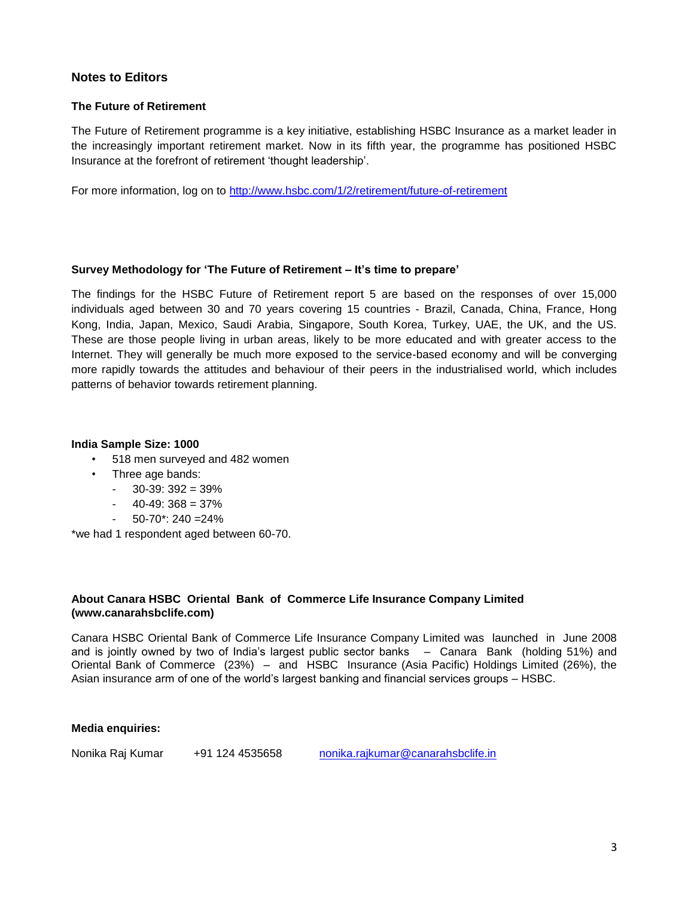## Notes to Editors

### The Future of Retirement

The Future of Retirement programme is a key initiative, establishing HSBC Insurance as a market leader in the increasingly important retirement market. Now in its fifth year, the programme has positioned HSBC Insurance at the forefront of retirement 'thought leadership'.

For more information, log on to [http://www.hsbc.com/1/2/retirement/future-of-retirement](http://www.hsbc.com/1/2/retirement/future-of-retirement)

### Survey Methodology for 'The Future of Retirement – It's time to prepare'

The findings for the HSBC Future of Retirement report 5 are based on the responses of over 15,000 individuals aged between 30 and 70 years covering 15 countries - Brazil, Canada, China, France, Hong Kong, India, Japan, Mexico, Saudi Arabia, Singapore, South Korea, Turkey, UAE, the UK, and the US. These are those people living in urban areas, likely to be more educated and with greater access to the Internet. They will generally be much more exposed to the service-based economy and will be converging more rapidly towards the attitudes and behaviour of their peers in the industrialised world, which includes patterns of behavior towards retirement planning.

**India Sample Size: 1000**

- 518 men surveyed and 482 women
- Three age bands:
  - 30-39: 392 = 39%
  - 40-49: 368 = 37%
  - 50-70*: 240 =24%

*we had 1 respondent aged between 60-70.

### About Canara HSBC Oriental Bank of Commerce Life Insurance Company Limited (www.canarahsbclife.com)

Canara HSBC Oriental Bank of Commerce Life Insurance Company Limited was launched in June 2008 and is jointly owned by two of India's largest public sector banks – Canara Bank (holding 51%) and Oriental Bank of Commerce (23%) – and HSBC Insurance (Asia Pacific) Holdings Limited (26%), the Asian insurance arm of one of the world's largest banking and financial services groups – HSBC.

**Media enquiries:**

Nonika Raj Kumar    +91 124 4535658    [nonika.rajkumar@canarahsbclife.in](mailto:nonika.rajkumar@canarahsbclife.in)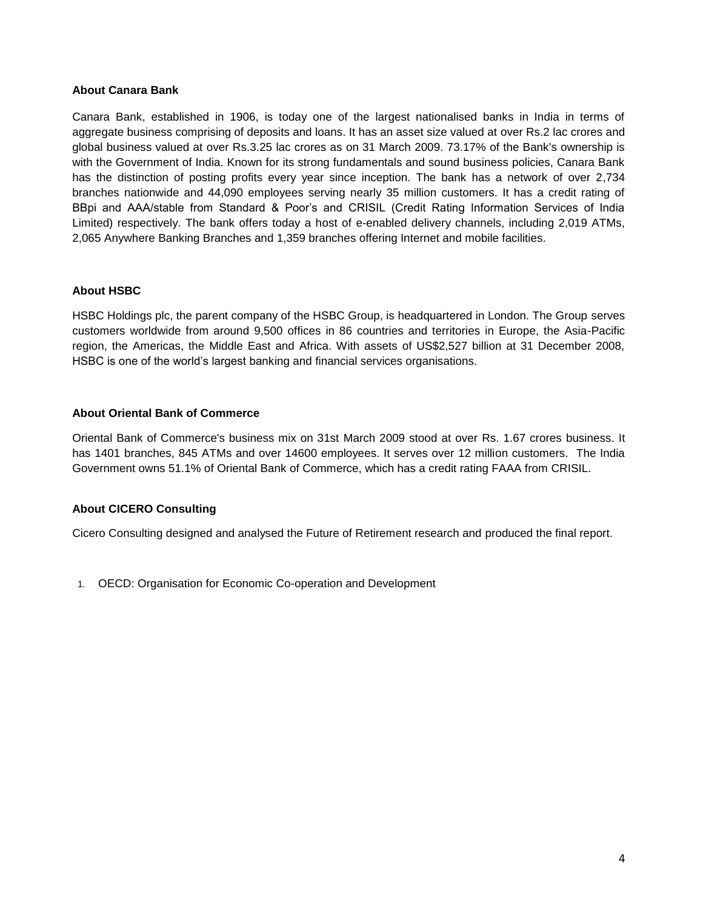**About Canara Bank**

Canara Bank, established in 1906, is today one of the largest nationalised banks in India in terms of aggregate business comprising of deposits and loans. It has an asset size valued at over Rs.2 lac crores and global business valued at over Rs.3.25 lac crores as on 31 March 2009. 73.17% of the Bank's ownership is with the Government of India. Known for its strong fundamentals and sound business policies, Canara Bank has the distinction of posting profits every year since inception. The bank has a network of over 2,734 branches nationwide and 44,090 employees serving nearly 35 million customers. It has a credit rating of BBpi and AAA/stable from Standard & Poor's and CRISIL (Credit Rating Information Services of India Limited) respectively. The bank offers today a host of e-enabled delivery channels, including 2,019 ATMs, 2,065 Anywhere Banking Branches and 1,359 branches offering Internet and mobile facilities.

**About HSBC**

HSBC Holdings plc, the parent company of the HSBC Group, is headquartered in London. The Group serves customers worldwide from around 9,500 offices in 86 countries and territories in Europe, the Asia-Pacific region, the Americas, the Middle East and Africa. With assets of US$2,527 billion at 31 December 2008, HSBC is one of the world's largest banking and financial services organisations.

**About Oriental Bank of Commerce**

Oriental Bank of Commerce's business mix on 31st March 2009 stood at over Rs. 1.67 crores business. It has 1401 branches, 845 ATMs and over 14600 employees. It serves over 12 million customers. The India Government owns 51.1% of Oriental Bank of Commerce, which has a credit rating FAAA from CRISIL.

**About CICERO Consulting**

Cicero Consulting designed and analysed the Future of Retirement research and produced the final report.

1. OECD: Organisation for Economic Co-operation and Development